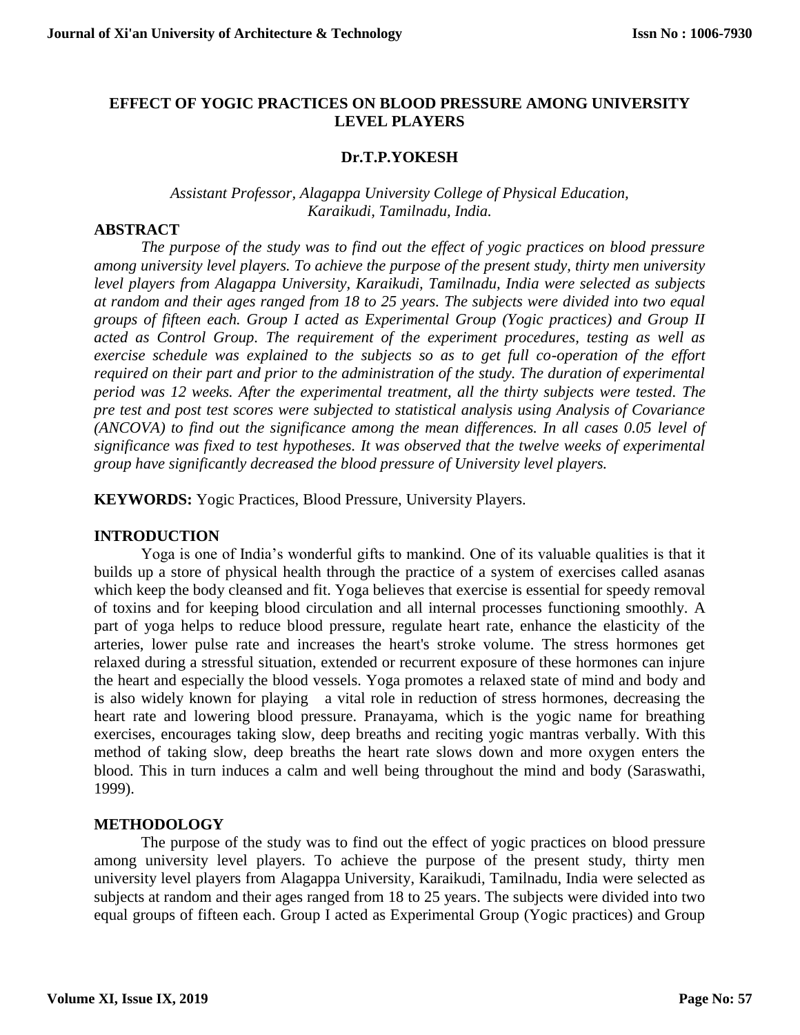# EFFECT OF YOGIC PRACTICES ON BLOOD PRESSURE AMONG UNIVERSITY LEVEL PLAYERS

**Dr.T.P.YOKESH**

*Assistant Professor, Alagappa University College of Physical Education, Karaikudi, Tamilnadu, India.*

## ABSTRACT

*The purpose of the study was to find out the effect of yogic practices on blood pressure among university level players. To achieve the purpose of the present study, thirty men university level players from Alagappa University, Karaikudi, Tamilnadu, India were selected as subjects at random and their ages ranged from 18 to 25 years. The subjects were divided into two equal groups of fifteen each. Group I acted as Experimental Group (Yogic practices) and Group II acted as Control Group. The requirement of the experiment procedures, testing as well as exercise schedule was explained to the subjects so as to get full co-operation of the effort required on their part and prior to the administration of the study. The duration of experimental period was 12 weeks. After the experimental treatment, all the thirty subjects were tested. The pre test and post test scores were subjected to statistical analysis using Analysis of Covariance (ANCOVA) to find out the significance among the mean differences. In all cases 0.05 level of significance was fixed to test hypotheses. It was observed that the twelve weeks of experimental group have significantly decreased the blood pressure of University level players.*

**KEYWORDS:** Yogic Practices, Blood Pressure, University Players.

## INTRODUCTION

Yoga is one of India's wonderful gifts to mankind. One of its valuable qualities is that it builds up a store of physical health through the practice of a system of exercises called asanas which keep the body cleansed and fit. Yoga believes that exercise is essential for speedy removal of toxins and for keeping blood circulation and all internal processes functioning smoothly. A part of yoga helps to reduce blood pressure, regulate heart rate, enhance the elasticity of the arteries, lower pulse rate and increases the heart's stroke volume. The stress hormones get relaxed during a stressful situation, extended or recurrent exposure of these hormones can injure the heart and especially the blood vessels. Yoga promotes a relaxed state of mind and body and is also widely known for playing a vital role in reduction of stress hormones, decreasing the heart rate and lowering blood pressure. Pranayama, which is the yogic name for breathing exercises, encourages taking slow, deep breaths and reciting yogic mantras verbally. With this method of taking slow, deep breaths the heart rate slows down and more oxygen enters the blood. This in turn induces a calm and well being throughout the mind and body (Saraswathi, 1999).

## METHODOLOGY

The purpose of the study was to find out the effect of yogic practices on blood pressure among university level players. To achieve the purpose of the present study, thirty men university level players from Alagappa University, Karaikudi, Tamilnadu, India were selected as subjects at random and their ages ranged from 18 to 25 years. The subjects were divided into two equal groups of fifteen each. Group I acted as Experimental Group (Yogic practices) and Group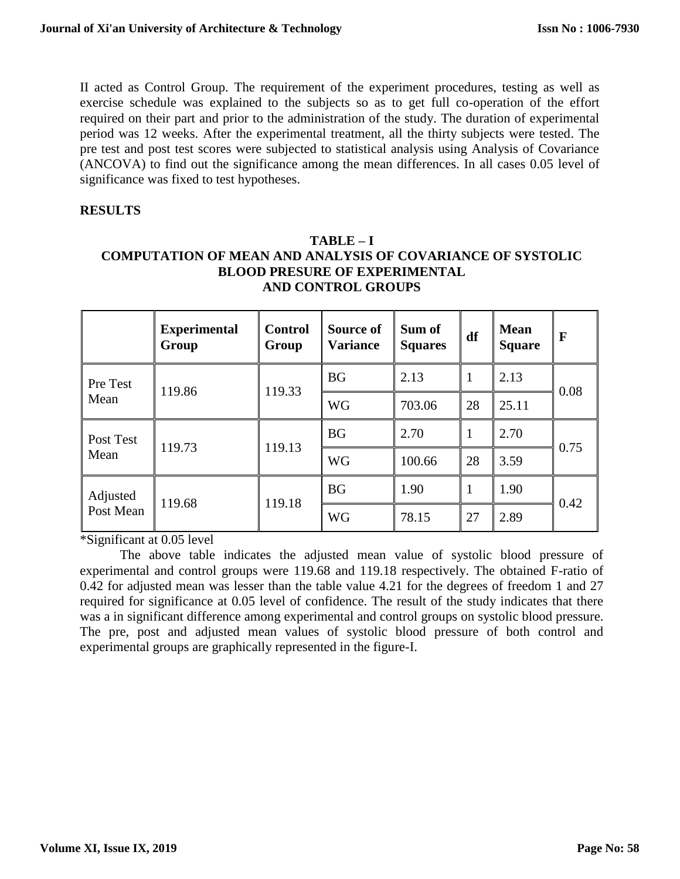II acted as Control Group. The requirement of the experiment procedures, testing as well as exercise schedule was explained to the subjects so as to get full co-operation of the effort required on their part and prior to the administration of the study. The duration of experimental period was 12 weeks. After the experimental treatment, all the thirty subjects were tested. The pre test and post test scores were subjected to statistical analysis using Analysis of Covariance (ANCOVA) to find out the significance among the mean differences. In all cases 0.05 level of significance was fixed to test hypotheses.

## RESULTS

**TABLE – I**
**COMPUTATION OF MEAN AND ANALYSIS OF COVARIANCE OF SYSTOLIC BLOOD PRESURE OF EXPERIMENTAL AND CONTROL GROUPS**

| | Experimental Group | Control Group | Source of Variance | Sum of Squares | df | Mean Square | F |
|---|---|---|---|---|---|---|---|
| Pre Test Mean | 119.86 | 119.33 | BG | 2.13 | 1 | 2.13 | 0.08 |
| | | | WG | 703.06 | 28 | 25.11 | |
| Post Test Mean | 119.73 | 119.13 | BG | 2.70 | 1 | 2.70 | 0.75 |
| | | | WG | 100.66 | 28 | 3.59 | |
| Adjusted Post Mean | 119.68 | 119.18 | BG | 1.90 | 1 | 1.90 | 0.42 |
| | | | WG | 78.15 | 27 | 2.89 | |

*Significant at 0.05 level

The above table indicates the adjusted mean value of systolic blood pressure of experimental and control groups were 119.68 and 119.18 respectively. The obtained F-ratio of 0.42 for adjusted mean was lesser than the table value 4.21 for the degrees of freedom 1 and 27 required for significance at 0.05 level of confidence. The result of the study indicates that there was a in significant difference among experimental and control groups on systolic blood pressure. The pre, post and adjusted mean values of systolic blood pressure of both control and experimental groups are graphically represented in the figure-I.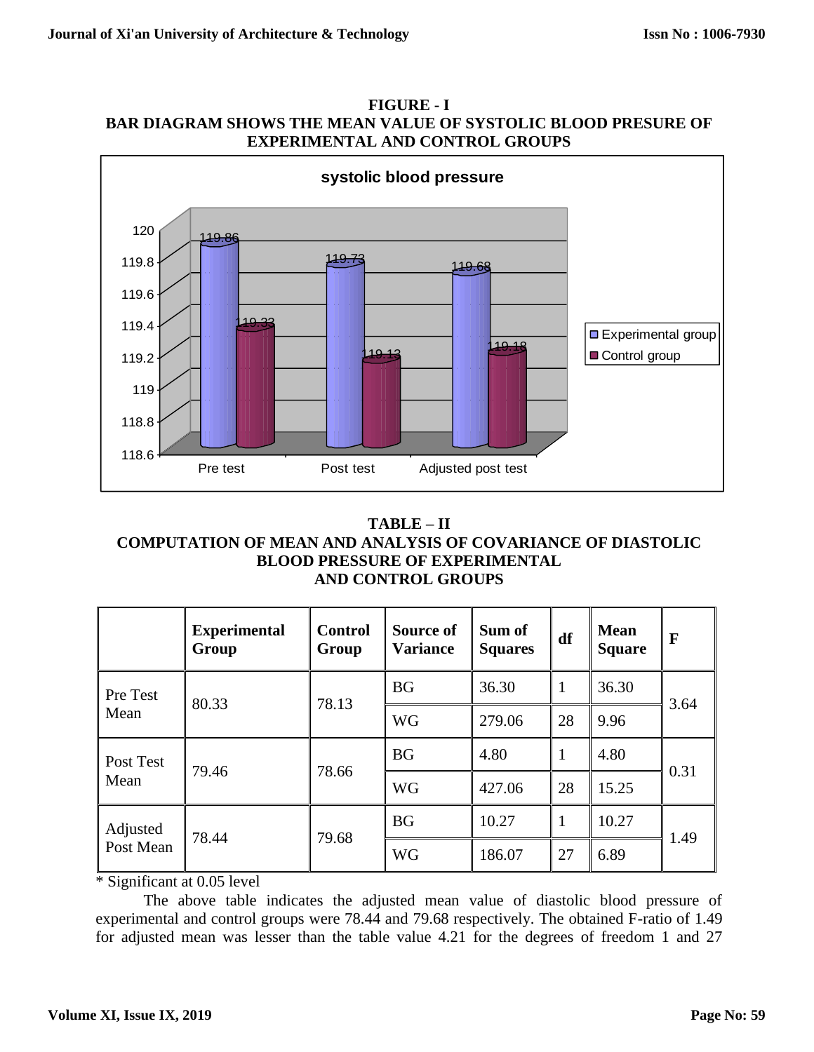**FIGURE - I**
**BAR DIAGRAM SHOWS THE MEAN VALUE OF SYSTOLIC BLOOD PRESURE OF EXPERIMENTAL AND CONTROL GROUPS**

**TABLE – II**
**COMPUTATION OF MEAN AND ANALYSIS OF COVARIANCE OF DIASTOLIC BLOOD PRESSURE OF EXPERIMENTAL AND CONTROL GROUPS**

| | Experimental Group | Control Group | Source of Variance | Sum of Squares | df | Mean Square | F |
|---|---|---|---|---|---|---|---|
| Pre Test Mean | 80.33 | 78.13 | BG | 36.30 | 1 | 36.30 | 3.64 |
| | | | WG | 279.06 | 28 | 9.96 | |
| Post Test Mean | 79.46 | 78.66 | BG | 4.80 | 1 | 4.80 | 0.31 |
| | | | WG | 427.06 | 28 | 15.25 | |
| Adjusted Post Mean | 78.44 | 79.68 | BG | 10.27 | 1 | 10.27 | 1.49 |
| | | | WG | 186.07 | 27 | 6.89 | |

* Significant at 0.05 level

The above table indicates the adjusted mean value of diastolic blood pressure of experimental and control groups were 78.44 and 79.68 respectively. The obtained F-ratio of 1.49 for adjusted mean was lesser than the table value 4.21 for the degrees of freedom 1 and 27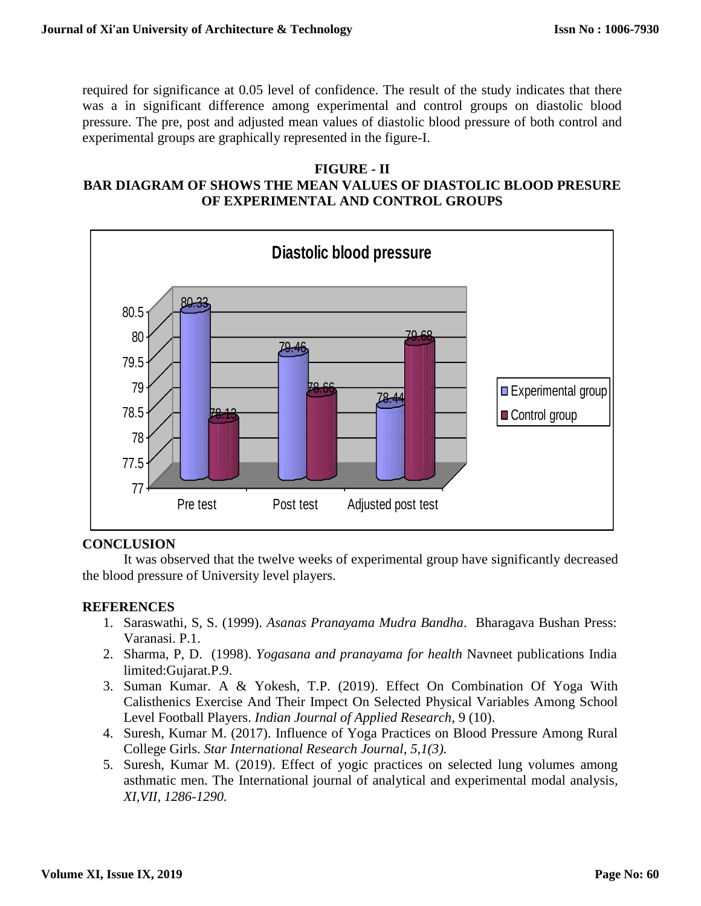required for significance at 0.05 level of confidence. The result of the study indicates that there was a in significant difference among experimental and control groups on diastolic blood pressure. The pre, post and adjusted mean values of diastolic blood pressure of both control and experimental groups are graphically represented in the figure-I.

**FIGURE - II**

**BAR DIAGRAM OF SHOWS THE MEAN VALUES OF DIASTOLIC BLOOD PRESURE OF EXPERIMENTAL AND CONTROL GROUPS**

## CONCLUSION

It was observed that the twelve weeks of experimental group have significantly decreased the blood pressure of University level players.

## REFERENCES

1. Saraswathi, S, S. (1999). *Asanas Pranayama Mudra Bandha*. Bharagava Bushan Press: Varanasi. P.1.
2. Sharma, P, D. (1998). *Yogasana and pranayama for health* Navneet publications India limited:Gujarat.P.9.
3. Suman Kumar. A & Yokesh, T.P. (2019). Effect On Combination Of Yoga With Calisthenics Exercise And Their Impect On Selected Physical Variables Among School Level Football Players. *Indian Journal of Applied Research,* 9 (10).
4. Suresh, Kumar M. (2017). Influence of Yoga Practices on Blood Pressure Among Rural College Girls. *Star International Research Journal, 5,1(3).*
5. Suresh, Kumar M. (2019). Effect of yogic practices on selected lung volumes among asthmatic men. The International journal of analytical and experimental modal analysis, *XI,VII, 1286-1290.*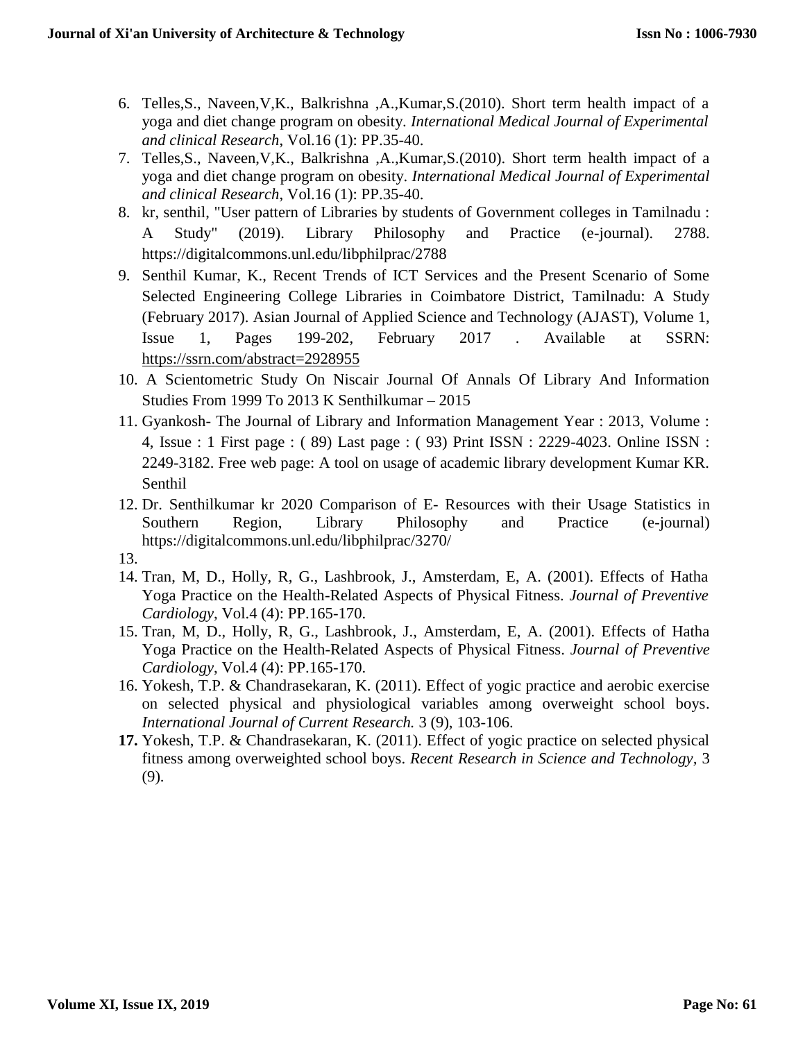6. Telles,S., Naveen,V,K., Balkrishna ,A.,Kumar,S.(2010). Short term health impact of a yoga and diet change program on obesity. *International Medical Journal of Experimental and clinical Research*, Vol.16 (1): PP.35-40.
7. Telles,S., Naveen,V,K., Balkrishna ,A.,Kumar,S.(2010). Short term health impact of a yoga and diet change program on obesity. *International Medical Journal of Experimental and clinical Research*, Vol.16 (1): PP.35-40.
8. kr, senthil, "User pattern of Libraries by students of Government colleges in Tamilnadu : A Study" (2019). Library Philosophy and Practice (e-journal). 2788. https://digitalcommons.unl.edu/libphilprac/2788
9. Senthil Kumar, K., Recent Trends of ICT Services and the Present Scenario of Some Selected Engineering College Libraries in Coimbatore District, Tamilnadu: A Study (February 2017). Asian Journal of Applied Science and Technology (AJAST), Volume 1, Issue 1, Pages 199-202, February 2017 . Available at SSRN: https://ssrn.com/abstract=2928955
10. A Scientometric Study On Niscair Journal Of Annals Of Library And Information Studies From 1999 To 2013 K Senthilkumar – 2015
11. Gyankosh- The Journal of Library and Information Management Year : 2013, Volume : 4, Issue : 1 First page : ( 89) Last page : ( 93) Print ISSN : 2229-4023. Online ISSN : 2249-3182. Free web page: A tool on usage of academic library development Kumar KR. Senthil
12. Dr. Senthilkumar kr 2020 Comparison of E- Resources with their Usage Statistics in Southern Region, Library Philosophy and Practice (e-journal) https://digitalcommons.unl.edu/libphilprac/3270/
13. 
14. Tran, M, D., Holly, R, G., Lashbrook, J., Amsterdam, E, A. (2001). Effects of Hatha Yoga Practice on the Health-Related Aspects of Physical Fitness. *Journal of Preventive Cardiology*, Vol.4 (4): PP.165-170.
15. Tran, M, D., Holly, R, G., Lashbrook, J., Amsterdam, E, A. (2001). Effects of Hatha Yoga Practice on the Health-Related Aspects of Physical Fitness. *Journal of Preventive Cardiology*, Vol.4 (4): PP.165-170.
16. Yokesh, T.P. & Chandrasekaran, K. (2011). Effect of yogic practice and aerobic exercise on selected physical and physiological variables among overweight school boys. *International Journal of Current Research.* 3 (9), 103-106.
17. Yokesh, T.P. & Chandrasekaran, K. (2011). Effect of yogic practice on selected physical fitness among overweighted school boys. *Recent Research in Science and Technology*, 3 (9).